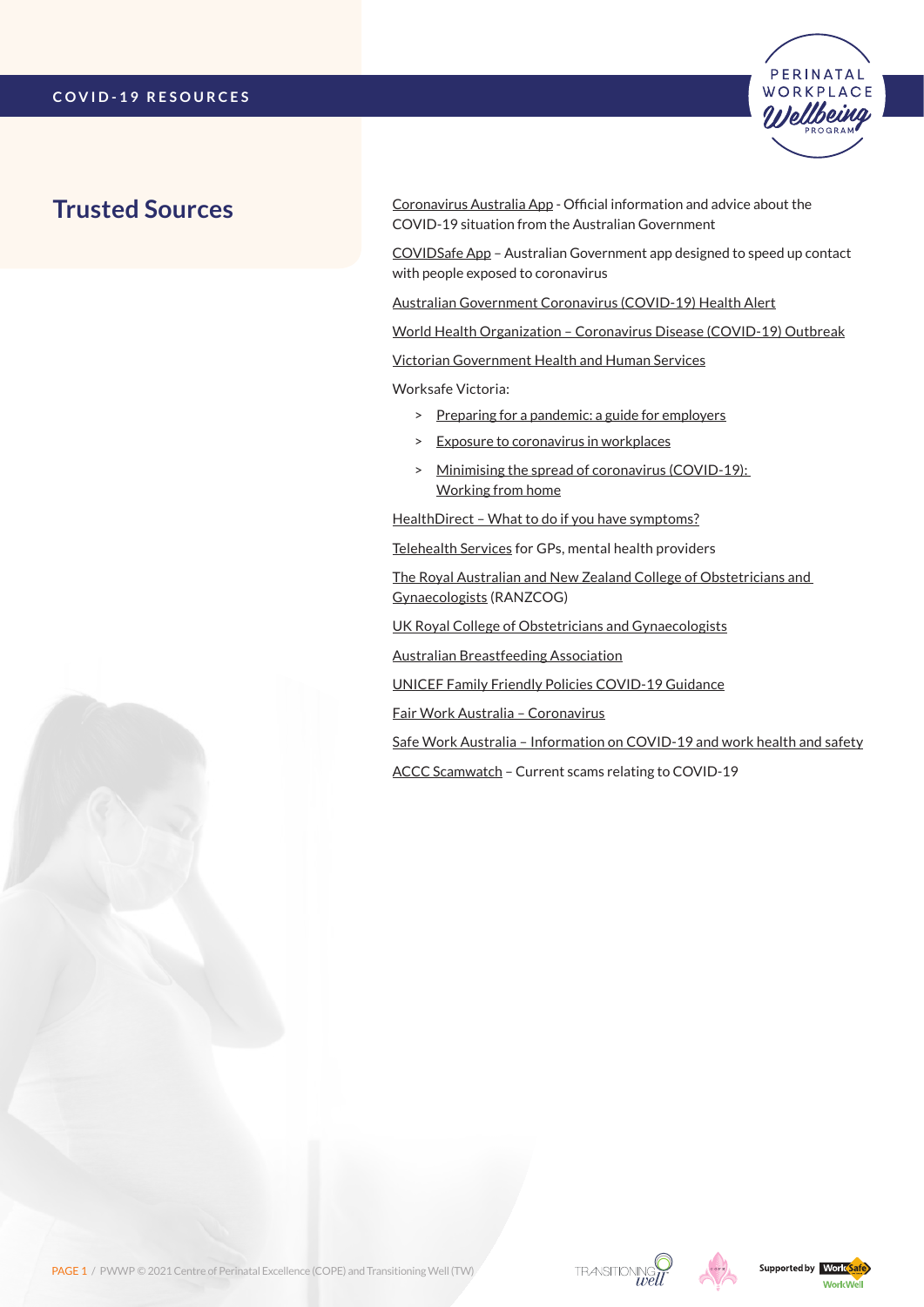# Trusted Sources

Coronavirus Australia App - Official information and advice about the COVID-19 situation from the Australian Government

COVIDSafe App – Australian Government app designed to speed up contact with people exposed to coronavirus

Australian Government Coronavirus (COVID-19) Health Alert

World Health Organization – Coronavirus Disease (COVID-19) Outbreak

Victorian Government Health and Human Services

Worksafe Victoria:

- Preparing for a pandemic: a guide for employers
- Exposure to coronavirus in workplaces
- Minimising the spread of coronavirus (COVID-19): Working from home

HealthDirect – What to do if you have symptoms?

Telehealth Services for GPs, mental health providers

The Royal Australian and New Zealand College of Obstetricians and Gynaecologists (RANZCOG)

UK Royal College of Obstetricians and Gynaecologists

Australian Breastfeeding Association

UNICEF Family Friendly Policies COVID-19 Guidance

Fair Work Australia – Coronavirus

Safe Work Australia – Information on COVID-19 and work health and safety

ACCC Scamwatch – Current scams relating to COVID-19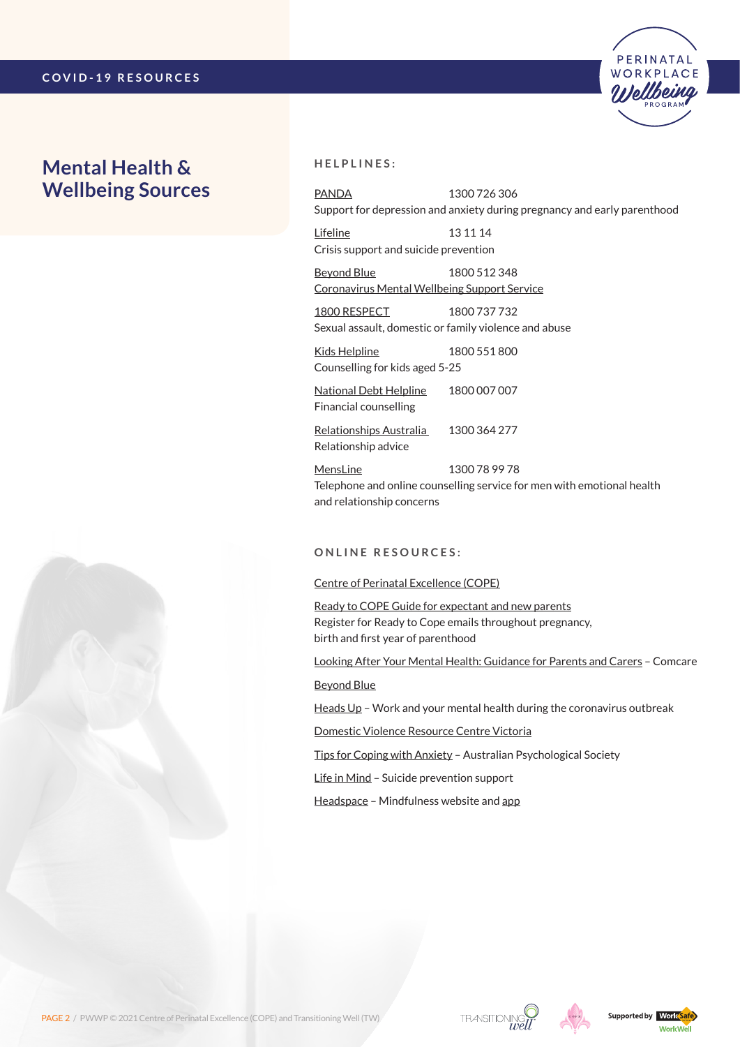# Mental Health & Wellbeing Sources

## HELPLINES:

PANDA 1300 726 306
Support for depression and anxiety during pregnancy and early parenthood

Lifeline 13 11 14
Crisis support and suicide prevention

Beyond Blue 1800 512 348
Coronavirus Mental Wellbeing Support Service

1800 RESPECT 1800 737 732
Sexual assault, domestic or family violence and abuse

Kids Helpline 1800 551 800
Counselling for kids aged 5-25

National Debt Helpline 1800 007 007
Financial counselling

Relationships Australia 1300 364 277
Relationship advice

MensLine 1300 78 99 78
Telephone and online counselling service for men with emotional health and relationship concerns

## ONLINE RESOURCES:

Centre of Perinatal Excellence (COPE)

Ready to COPE Guide for expectant and new parents
Register for Ready to Cope emails throughout pregnancy, birth and first year of parenthood

Looking After Your Mental Health: Guidance for Parents and Carers – Comcare

Beyond Blue

Heads Up – Work and your mental health during the coronavirus outbreak

Domestic Violence Resource Centre Victoria

Tips for Coping with Anxiety – Australian Psychological Society

Life in Mind – Suicide prevention support

Headspace – Mindfulness website and app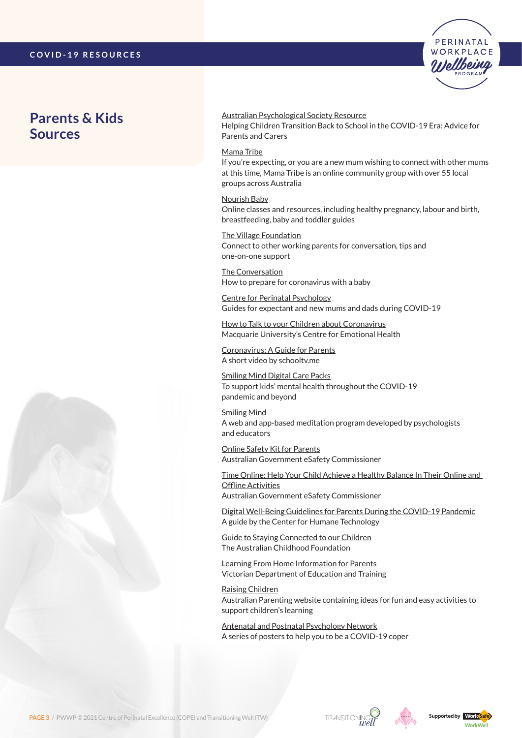# Parents & Kids Sources

Australian Psychological Society Resource
Helping Children Transition Back to School in the COVID-19 Era: Advice for Parents and Carers

Mama Tribe
If you're expecting, or you are a new mum wishing to connect with other mums at this time, Mama Tribe is an online community group with over 55 local groups across Australia

Nourish Baby
Online classes and resources, including healthy pregnancy, labour and birth, breastfeeding, baby and toddler guides

The Village Foundation
Connect to other working parents for conversation, tips and one-on-one support

The Conversation
How to prepare for coronavirus with a baby

Centre for Perinatal Psychology
Guides for expectant and new mums and dads during COVID-19

How to Talk to your Children about Coronavirus
Macquarie University's Centre for Emotional Health

Coronavirus: A Guide for Parents
A short video by schooltv.me

Smiling Mind Digital Care Packs
To support kids' mental health throughout the COVID-19 pandemic and beyond

Smiling Mind
A web and app-based meditation program developed by psychologists and educators

Online Safety Kit for Parents
Australian Government eSafety Commissioner

Time Online: Help Your Child Achieve a Healthy Balance In Their Online and Offline Activities
Australian Government eSafety Commissioner

Digital Well-Being Guidelines for Parents During the COVID-19 Pandemic
A guide by the Center for Humane Technology

Guide to Staying Connected to our Children
The Australian Childhood Foundation

Learning From Home Information for Parents
Victorian Department of Education and Training

Raising Children
Australian Parenting website containing ideas for fun and easy activities to support children's learning

Antenatal and Postnatal Psychology Network
A series of posters to help you to be a COVID-19 coper